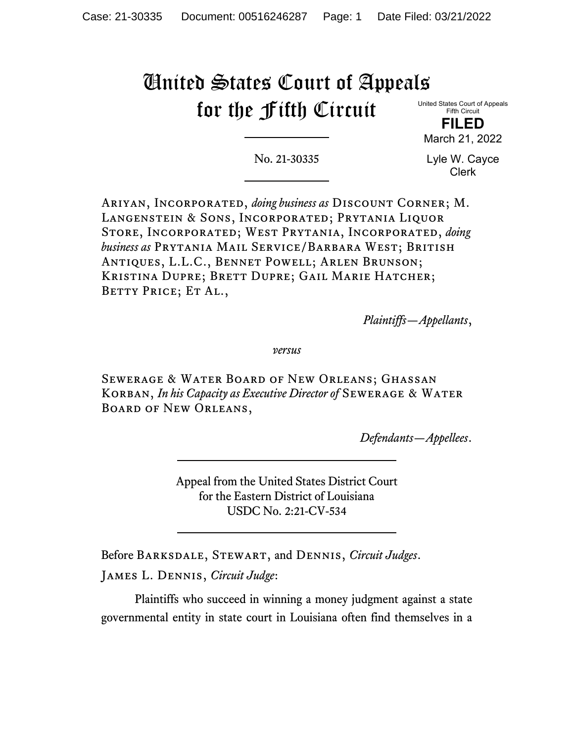# United States Court of Appeals for the Fifth Circuit

United States Court of Appeals
Fifth Circuit

**FILED**

March 21, 2022

Lyle W. Cayce
Clerk

---

No. 21-30335

---

Ariyan, Incorporated, *doing business as* Discount Corner; M. Langenstein & Sons, Incorporated; Prytania Liquor Store, Incorporated; West Prytania, Incorporated, *doing business as* Prytania Mail Service/Barbara West; British Antiques, L.L.C., Bennet Powell; Arlen Brunson; Kristina Dupre; Brett Dupre; Gail Marie Hatcher; Betty Price; Et Al.,

*Plaintiffs—Appellants*,

*versus*

Sewerage & Water Board of New Orleans; Ghassan Korban, *In his Capacity as Executive Director of* Sewerage & Water Board of New Orleans,

*Defendants—Appellees*.

---

Appeal from the United States District Court
for the Eastern District of Louisiana
USDC No. 2:21-CV-534

---

Before Barksdale, Stewart, and Dennis, *Circuit Judges*.

James L. Dennis, *Circuit Judge*:

Plaintiffs who succeed in winning a money judgment against a state governmental entity in state court in Louisiana often find themselves in a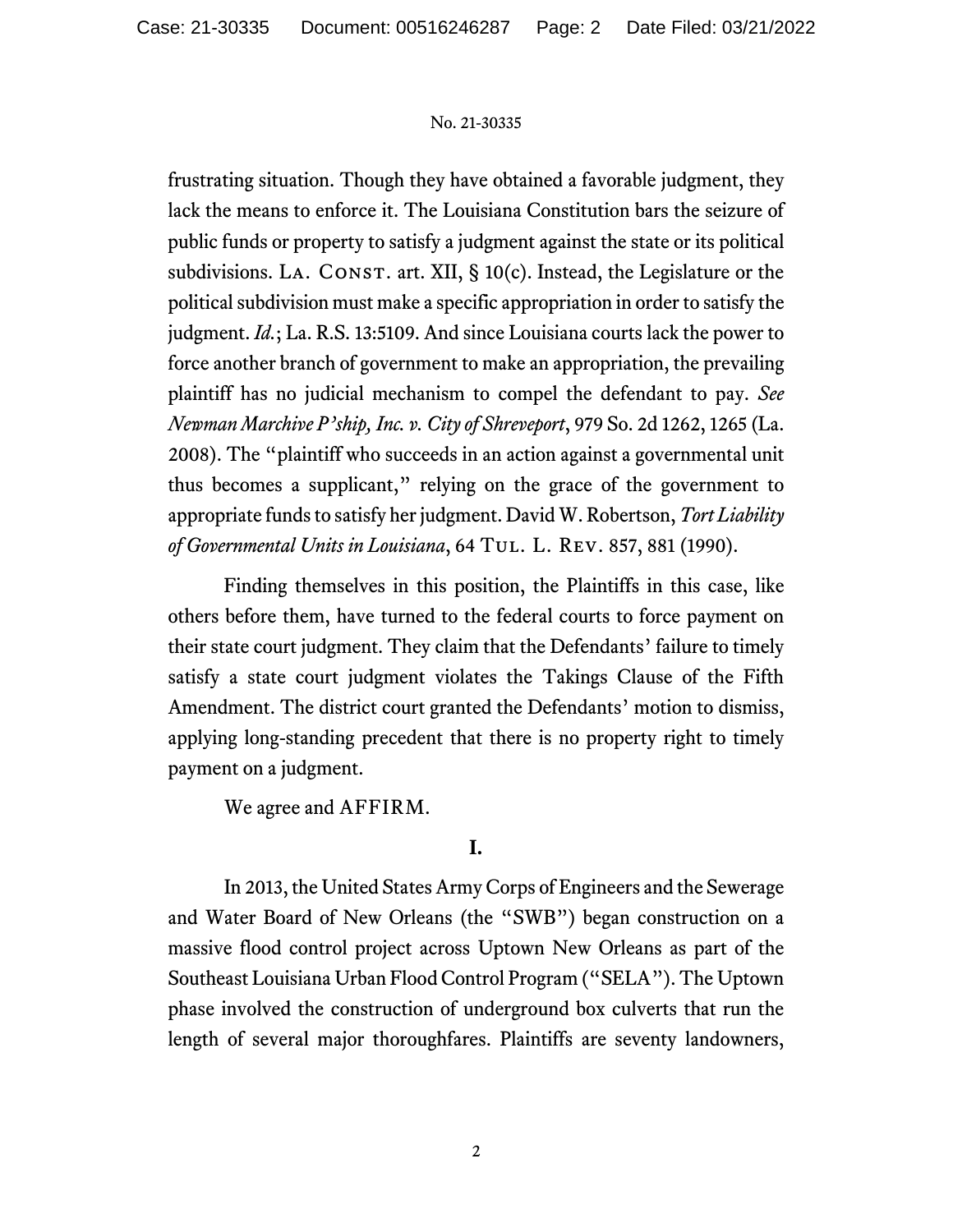frustrating situation. Though they have obtained a favorable judgment, they lack the means to enforce it. The Louisiana Constitution bars the seizure of public funds or property to satisfy a judgment against the state or its political subdivisions. La. Const. art. XII, § 10(c). Instead, the Legislature or the political subdivision must make a specific appropriation in order to satisfy the judgment. *Id.*; La. R.S. 13:5109. And since Louisiana courts lack the power to force another branch of government to make an appropriation, the prevailing plaintiff has no judicial mechanism to compel the defendant to pay. *See Newman Marchive P'ship, Inc. v. City of Shreveport*, 979 So. 2d 1262, 1265 (La. 2008). The "plaintiff who succeeds in an action against a governmental unit thus becomes a supplicant," relying on the grace of the government to appropriate funds to satisfy her judgment. David W. Robertson, *Tort Liability of Governmental Units in Louisiana*, 64 Tul. L. Rev. 857, 881 (1990).

Finding themselves in this position, the Plaintiffs in this case, like others before them, have turned to the federal courts to force payment on their state court judgment. They claim that the Defendants' failure to timely satisfy a state court judgment violates the Takings Clause of the Fifth Amendment. The district court granted the Defendants' motion to dismiss, applying long-standing precedent that there is no property right to timely payment on a judgment.

We agree and AFFIRM.

## I.

In 2013, the United States Army Corps of Engineers and the Sewerage and Water Board of New Orleans (the "SWB") began construction on a massive flood control project across Uptown New Orleans as part of the Southeast Louisiana Urban Flood Control Program ("SELA"). The Uptown phase involved the construction of underground box culverts that run the length of several major thoroughfares. Plaintiffs are seventy landowners,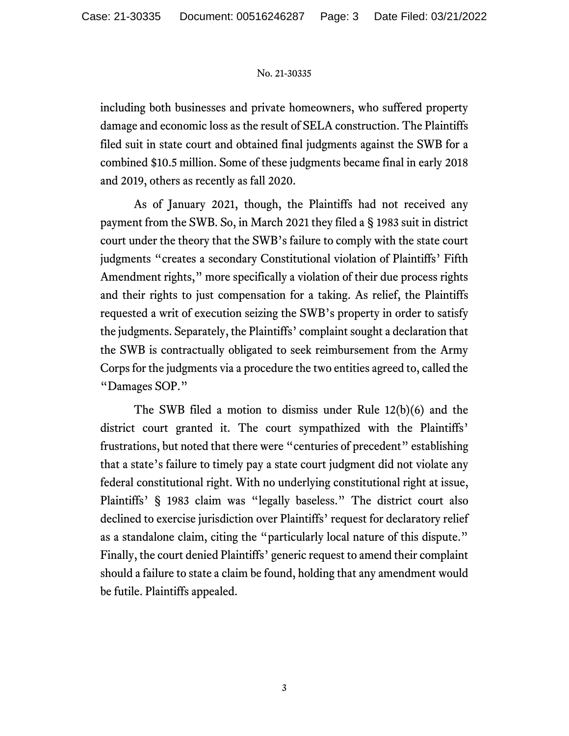including both businesses and private homeowners, who suffered property damage and economic loss as the result of SELA construction. The Plaintiffs filed suit in state court and obtained final judgments against the SWB for a combined $10.5 million. Some of these judgments became final in early 2018 and 2019, others as recently as fall 2020.

As of January 2021, though, the Plaintiffs had not received any payment from the SWB. So, in March 2021 they filed a § 1983 suit in district court under the theory that the SWB's failure to comply with the state court judgments "creates a secondary Constitutional violation of Plaintiffs' Fifth Amendment rights," more specifically a violation of their due process rights and their rights to just compensation for a taking. As relief, the Plaintiffs requested a writ of execution seizing the SWB's property in order to satisfy the judgments. Separately, the Plaintiffs' complaint sought a declaration that the SWB is contractually obligated to seek reimbursement from the Army Corps for the judgments via a procedure the two entities agreed to, called the "Damages SOP."

The SWB filed a motion to dismiss under Rule 12(b)(6) and the district court granted it. The court sympathized with the Plaintiffs' frustrations, but noted that there were "centuries of precedent" establishing that a state's failure to timely pay a state court judgment did not violate any federal constitutional right. With no underlying constitutional right at issue, Plaintiffs' § 1983 claim was "legally baseless." The district court also declined to exercise jurisdiction over Plaintiffs' request for declaratory relief as a standalone claim, citing the "particularly local nature of this dispute." Finally, the court denied Plaintiffs' generic request to amend their complaint should a failure to state a claim be found, holding that any amendment would be futile. Plaintiffs appealed.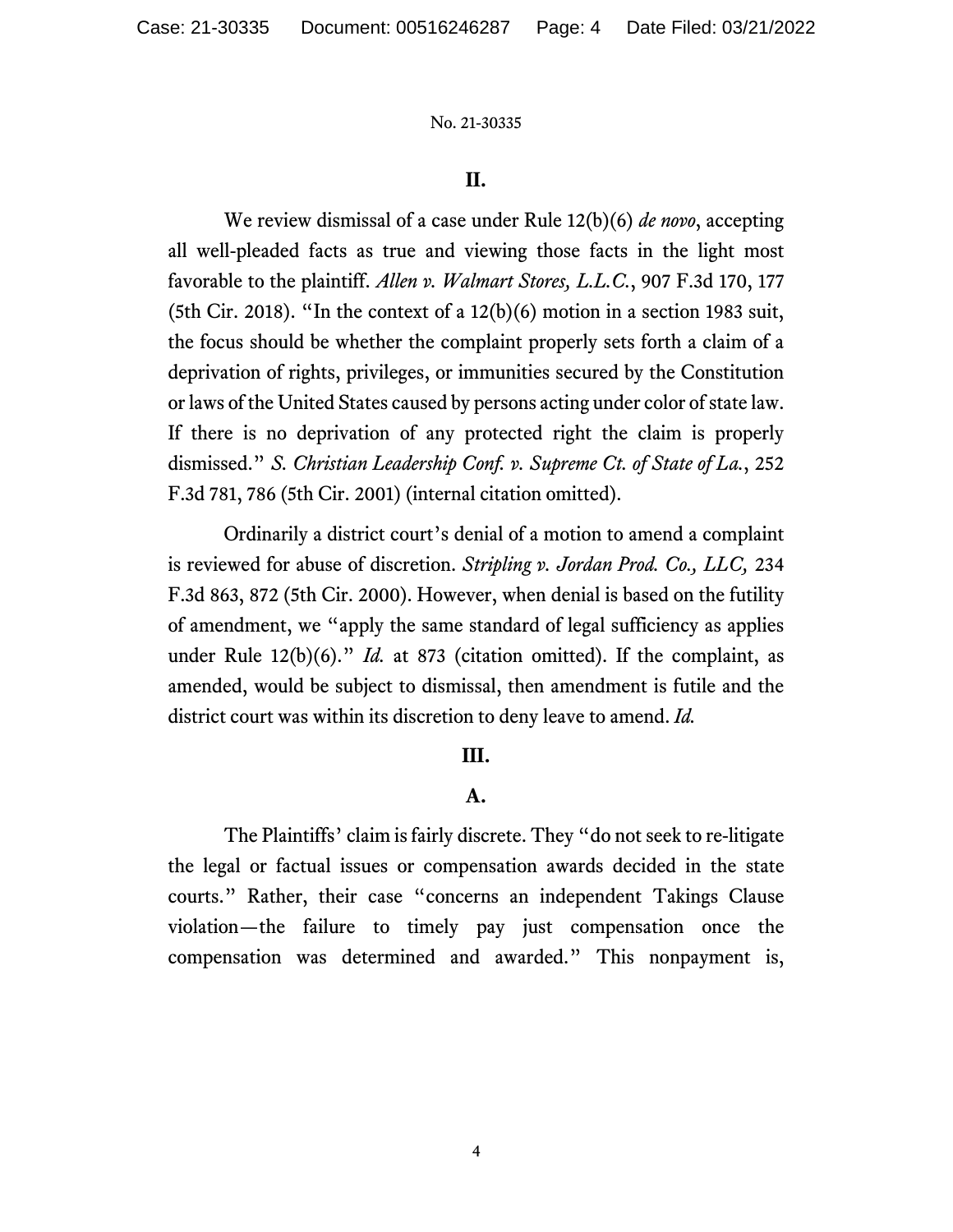## II.

We review dismissal of a case under Rule 12(b)(6) *de novo*, accepting all well-pleaded facts as true and viewing those facts in the light most favorable to the plaintiff. *Allen v. Walmart Stores, L.L.C.*, 907 F.3d 170, 177 (5th Cir. 2018). "In the context of a 12(b)(6) motion in a section 1983 suit, the focus should be whether the complaint properly sets forth a claim of a deprivation of rights, privileges, or immunities secured by the Constitution or laws of the United States caused by persons acting under color of state law. If there is no deprivation of any protected right the claim is properly dismissed." *S. Christian Leadership Conf. v. Supreme Ct. of State of La.*, 252 F.3d 781, 786 (5th Cir. 2001) (internal citation omitted).

Ordinarily a district court's denial of a motion to amend a complaint is reviewed for abuse of discretion. *Stripling v. Jordan Prod. Co., LLC,* 234 F.3d 863, 872 (5th Cir. 2000). However, when denial is based on the futility of amendment, we "apply the same standard of legal sufficiency as applies under Rule 12(b)(6)." *Id.* at 873 (citation omitted). If the complaint, as amended, would be subject to dismissal, then amendment is futile and the district court was within its discretion to deny leave to amend. *Id.*

## III.

### A.

The Plaintiffs' claim is fairly discrete. They "do not seek to re-litigate the legal or factual issues or compensation awards decided in the state courts." Rather, their case "concerns an independent Takings Clause violation—the failure to timely pay just compensation once the compensation was determined and awarded." This nonpayment is,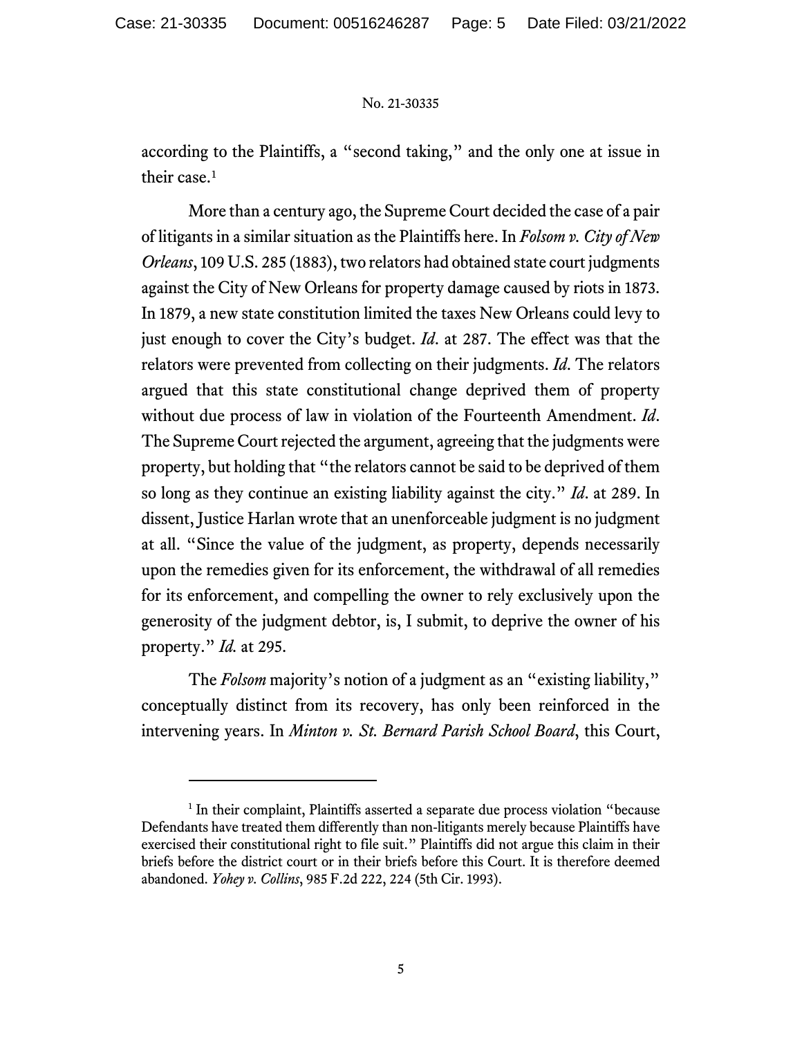according to the Plaintiffs, a "second taking," and the only one at issue in their case.[1]

More than a century ago, the Supreme Court decided the case of a pair of litigants in a similar situation as the Plaintiffs here. In *Folsom v. City of New Orleans*, 109 U.S. 285 (1883), two relators had obtained state court judgments against the City of New Orleans for property damage caused by riots in 1873. In 1879, a new state constitution limited the taxes New Orleans could levy to just enough to cover the City's budget. *Id*. at 287. The effect was that the relators were prevented from collecting on their judgments. *Id*. The relators argued that this state constitutional change deprived them of property without due process of law in violation of the Fourteenth Amendment. *Id*. The Supreme Court rejected the argument, agreeing that the judgments were property, but holding that "the relators cannot be said to be deprived of them so long as they continue an existing liability against the city." *Id*. at 289. In dissent, Justice Harlan wrote that an unenforceable judgment is no judgment at all. "Since the value of the judgment, as property, depends necessarily upon the remedies given for its enforcement, the withdrawal of all remedies for its enforcement, and compelling the owner to rely exclusively upon the generosity of the judgment debtor, is, I submit, to deprive the owner of his property." *Id.* at 295.

The *Folsom* majority's notion of a judgment as an "existing liability," conceptually distinct from its recovery, has only been reinforced in the intervening years. In *Minton v. St. Bernard Parish School Board*, this Court,

---

[1] In their complaint, Plaintiffs asserted a separate due process violation "because Defendants have treated them differently than non-litigants merely because Plaintiffs have exercised their constitutional right to file suit." Plaintiffs did not argue this claim in their briefs before the district court or in their briefs before this Court. It is therefore deemed abandoned. *Yohey v. Collins*, 985 F.2d 222, 224 (5th Cir. 1993).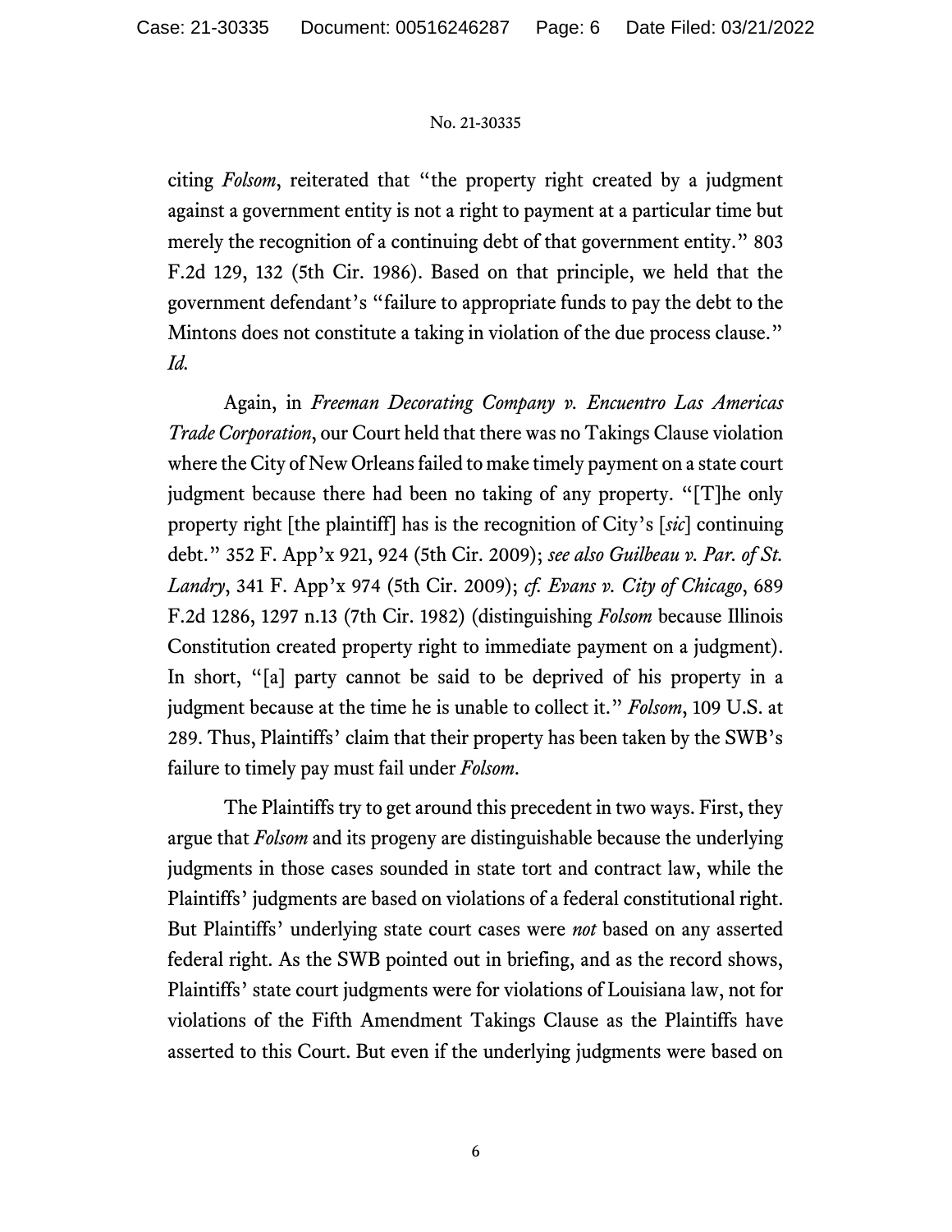citing *Folsom*, reiterated that "the property right created by a judgment against a government entity is not a right to payment at a particular time but merely the recognition of a continuing debt of that government entity." 803 F.2d 129, 132 (5th Cir. 1986). Based on that principle, we held that the government defendant's "failure to appropriate funds to pay the debt to the Mintons does not constitute a taking in violation of the due process clause." *Id.*

Again, in *Freeman Decorating Company v. Encuentro Las Americas Trade Corporation*, our Court held that there was no Takings Clause violation where the City of New Orleans failed to make timely payment on a state court judgment because there had been no taking of any property. "[T]he only property right [the plaintiff] has is the recognition of City's [*sic*] continuing debt." 352 F. App'x 921, 924 (5th Cir. 2009); *see also Guilbeau v. Par. of St. Landry*, 341 F. App'x 974 (5th Cir. 2009); *cf. Evans v. City of Chicago*, 689 F.2d 1286, 1297 n.13 (7th Cir. 1982) (distinguishing *Folsom* because Illinois Constitution created property right to immediate payment on a judgment). In short, "[a] party cannot be said to be deprived of his property in a judgment because at the time he is unable to collect it." *Folsom*, 109 U.S. at 289. Thus, Plaintiffs' claim that their property has been taken by the SWB's failure to timely pay must fail under *Folsom*.

The Plaintiffs try to get around this precedent in two ways. First, they argue that *Folsom* and its progeny are distinguishable because the underlying judgments in those cases sounded in state tort and contract law, while the Plaintiffs' judgments are based on violations of a federal constitutional right. But Plaintiffs' underlying state court cases were *not* based on any asserted federal right. As the SWB pointed out in briefing, and as the record shows, Plaintiffs' state court judgments were for violations of Louisiana law, not for violations of the Fifth Amendment Takings Clause as the Plaintiffs have asserted to this Court. But even if the underlying judgments were based on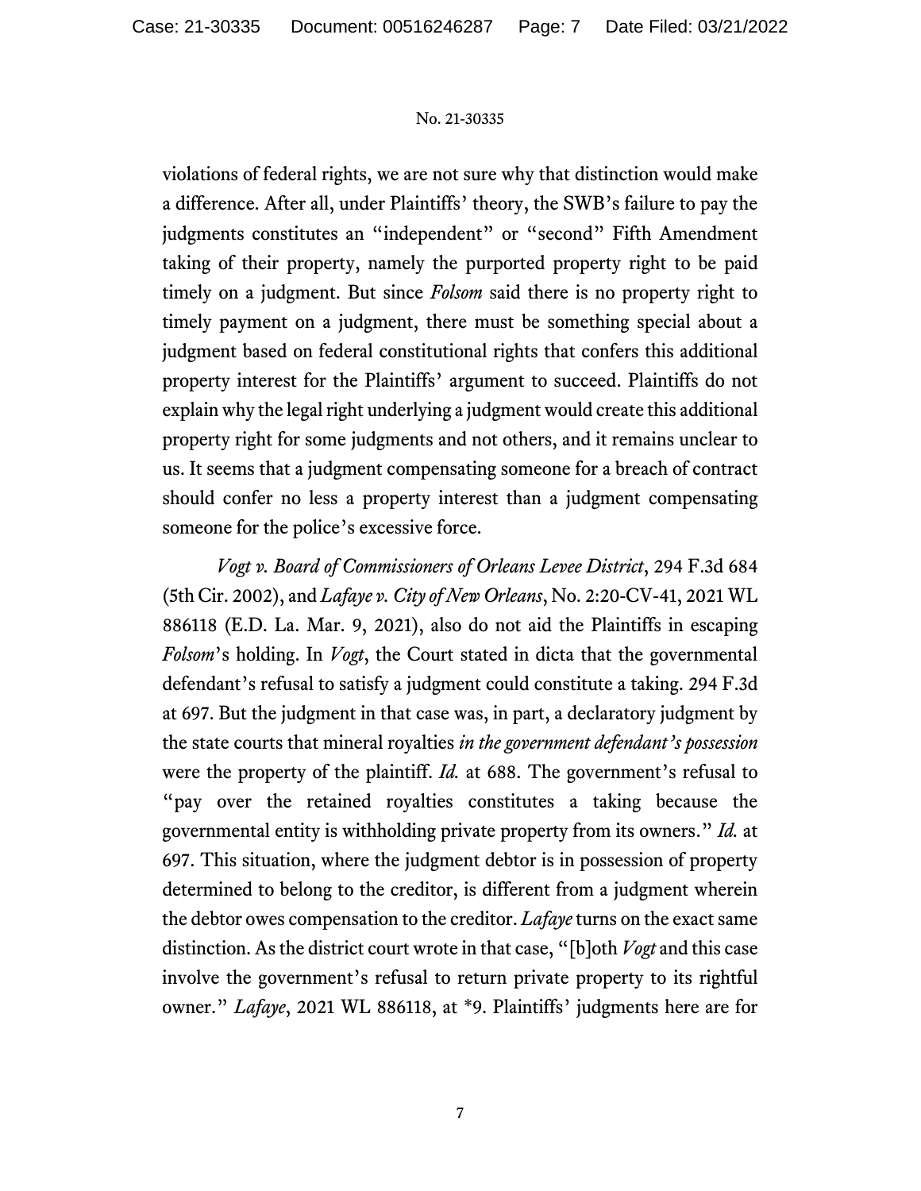violations of federal rights, we are not sure why that distinction would make a difference. After all, under Plaintiffs' theory, the SWB's failure to pay the judgments constitutes an "independent" or "second" Fifth Amendment taking of their property, namely the purported property right to be paid timely on a judgment. But since *Folsom* said there is no property right to timely payment on a judgment, there must be something special about a judgment based on federal constitutional rights that confers this additional property interest for the Plaintiffs' argument to succeed. Plaintiffs do not explain why the legal right underlying a judgment would create this additional property right for some judgments and not others, and it remains unclear to us. It seems that a judgment compensating someone for a breach of contract should confer no less a property interest than a judgment compensating someone for the police's excessive force.

*Vogt v. Board of Commissioners of Orleans Levee District*, 294 F.3d 684 (5th Cir. 2002), and *Lafaye v. City of New Orleans*, No. 2:20-CV-41, 2021 WL 886118 (E.D. La. Mar. 9, 2021), also do not aid the Plaintiffs in escaping *Folsom*'s holding. In *Vogt*, the Court stated in dicta that the governmental defendant's refusal to satisfy a judgment could constitute a taking. 294 F.3d at 697. But the judgment in that case was, in part, a declaratory judgment by the state courts that mineral royalties *in the government defendant's possession* were the property of the plaintiff. *Id.* at 688. The government's refusal to "pay over the retained royalties constitutes a taking because the governmental entity is withholding private property from its owners." *Id.* at 697. This situation, where the judgment debtor is in possession of property determined to belong to the creditor, is different from a judgment wherein the debtor owes compensation to the creditor. *Lafaye* turns on the exact same distinction. As the district court wrote in that case, "[b]oth *Vogt* and this case involve the government's refusal to return private property to its rightful owner." *Lafaye*, 2021 WL 886118, at *9. Plaintiffs' judgments here are for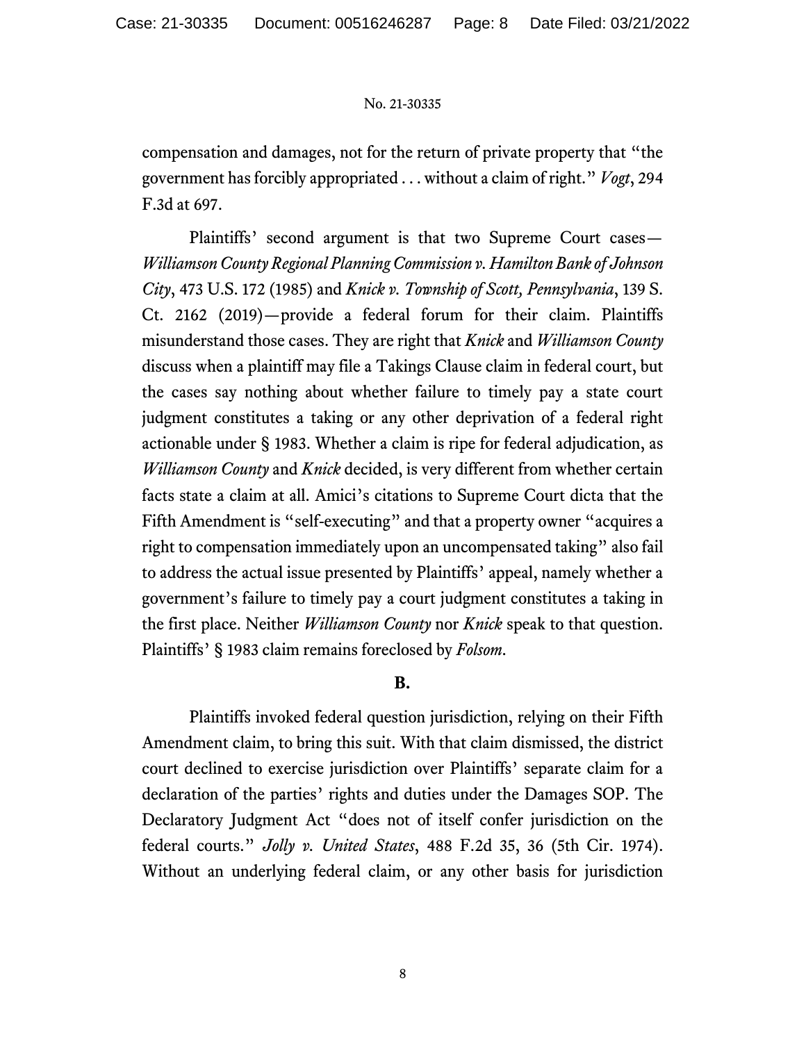compensation and damages, not for the return of private property that "the government has forcibly appropriated . . . without a claim of right." *Vogt*, 294 F.3d at 697.

Plaintiffs' second argument is that two Supreme Court cases—*Williamson County Regional Planning Commission v. Hamilton Bank of Johnson City*, 473 U.S. 172 (1985) and *Knick v. Township of Scott, Pennsylvania*, 139 S. Ct. 2162 (2019)—provide a federal forum for their claim. Plaintiffs misunderstand those cases. They are right that *Knick* and *Williamson County* discuss when a plaintiff may file a Takings Clause claim in federal court, but the cases say nothing about whether failure to timely pay a state court judgment constitutes a taking or any other deprivation of a federal right actionable under § 1983. Whether a claim is ripe for federal adjudication, as *Williamson County* and *Knick* decided, is very different from whether certain facts state a claim at all. Amici's citations to Supreme Court dicta that the Fifth Amendment is "self-executing" and that a property owner "acquires a right to compensation immediately upon an uncompensated taking" also fail to address the actual issue presented by Plaintiffs' appeal, namely whether a government's failure to timely pay a court judgment constitutes a taking in the first place. Neither *Williamson County* nor *Knick* speak to that question. Plaintiffs' § 1983 claim remains foreclosed by *Folsom*.

**B.**

Plaintiffs invoked federal question jurisdiction, relying on their Fifth Amendment claim, to bring this suit. With that claim dismissed, the district court declined to exercise jurisdiction over Plaintiffs' separate claim for a declaration of the parties' rights and duties under the Damages SOP. The Declaratory Judgment Act "does not of itself confer jurisdiction on the federal courts." *Jolly v. United States*, 488 F.2d 35, 36 (5th Cir. 1974). Without an underlying federal claim, or any other basis for jurisdiction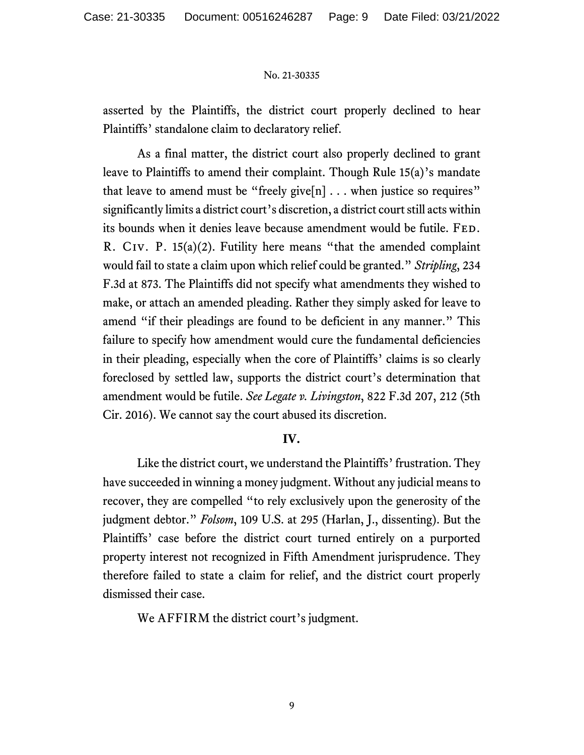asserted by the Plaintiffs, the district court properly declined to hear Plaintiffs' standalone claim to declaratory relief.

As a final matter, the district court also properly declined to grant leave to Plaintiffs to amend their complaint. Though Rule 15(a)'s mandate that leave to amend must be "freely give[n] . . . when justice so requires" significantly limits a district court's discretion, a district court still acts within its bounds when it denies leave because amendment would be futile. FED. R. CIV. P. 15(a)(2). Futility here means "that the amended complaint would fail to state a claim upon which relief could be granted." *Stripling*, 234 F.3d at 873. The Plaintiffs did not specify what amendments they wished to make, or attach an amended pleading. Rather they simply asked for leave to amend "if their pleadings are found to be deficient in any manner." This failure to specify how amendment would cure the fundamental deficiencies in their pleading, especially when the core of Plaintiffs' claims is so clearly foreclosed by settled law, supports the district court's determination that amendment would be futile. *See Legate v. Livingston*, 822 F.3d 207, 212 (5th Cir. 2016). We cannot say the court abused its discretion.

## IV.

Like the district court, we understand the Plaintiffs' frustration. They have succeeded in winning a money judgment. Without any judicial means to recover, they are compelled "to rely exclusively upon the generosity of the judgment debtor." *Folsom*, 109 U.S. at 295 (Harlan, J., dissenting). But the Plaintiffs' case before the district court turned entirely on a purported property interest not recognized in Fifth Amendment jurisprudence. They therefore failed to state a claim for relief, and the district court properly dismissed their case.

We AFFIRM the district court's judgment.